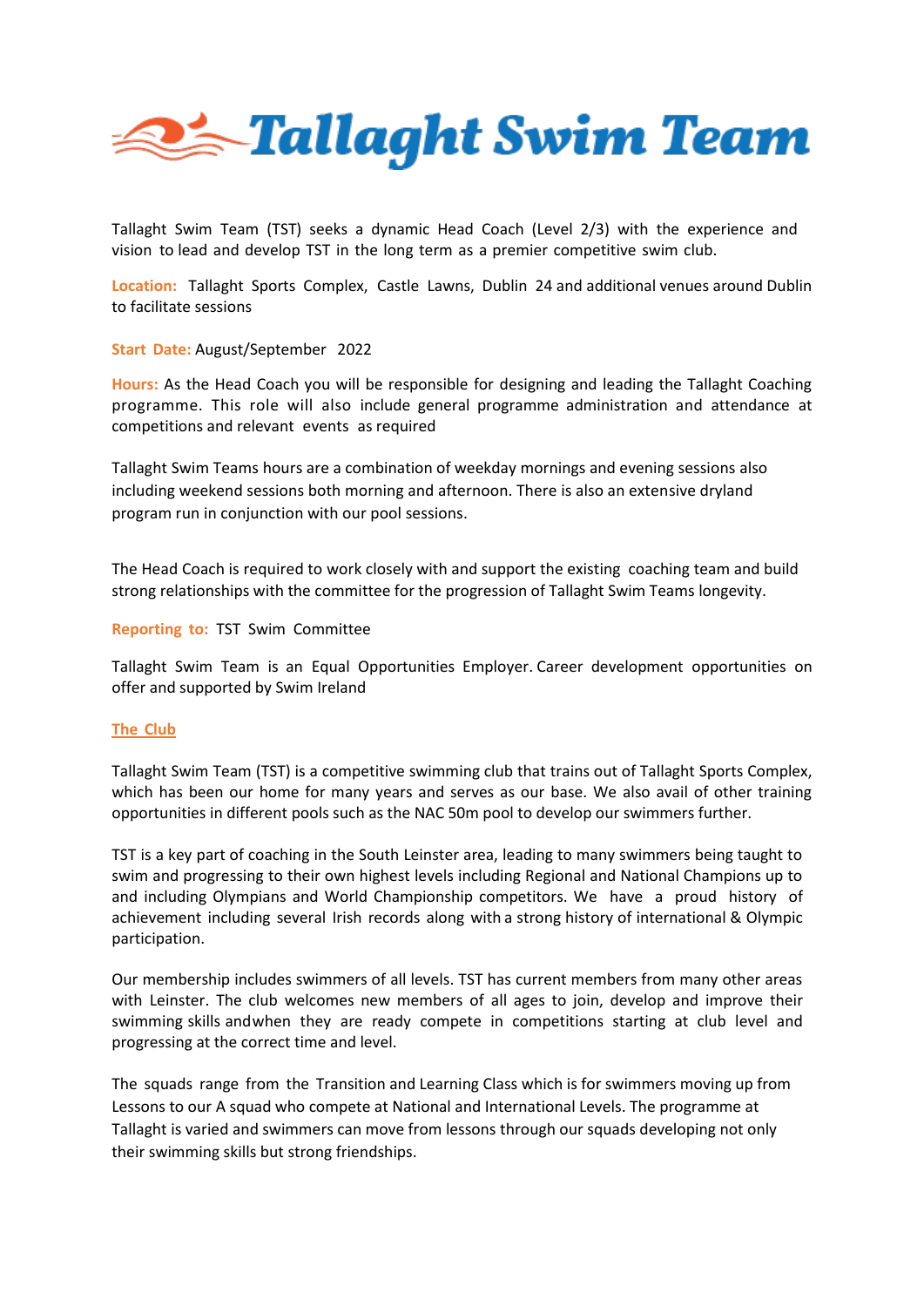# Tallaght Swim Team

Tallaght Swim Team (TST) seeks a dynamic Head Coach (Level 2/3) with the experience and vision to lead and develop TST in the long term as a premier competitive swim club.

**Location:** Tallaght Sports Complex, Castle Lawns, Dublin 24 and additional venues around Dublin to facilitate sessions

**Start Date:** August/September 2022

**Hours:** As the Head Coach you will be responsible for designing and leading the Tallaght Coaching programme. This role will also include general programme administration and attendance at competitions and relevant events as required

Tallaght Swim Teams hours are a combination of weekday mornings and evening sessions also including weekend sessions both morning and afternoon. There is also an extensive dryland program run in conjunction with our pool sessions.

The Head Coach is required to work closely with and support the existing coaching team and build strong relationships with the committee for the progression of Tallaght Swim Teams longevity.

**Reporting to:** TST Swim Committee

Tallaght Swim Team is an Equal Opportunities Employer. Career development opportunities on offer and supported by Swim Ireland

## The Club

Tallaght Swim Team (TST) is a competitive swimming club that trains out of Tallaght Sports Complex, which has been our home for many years and serves as our base. We also avail of other training opportunities in different pools such as the NAC 50m pool to develop our swimmers further.

TST is a key part of coaching in the South Leinster area, leading to many swimmers being taught to swim and progressing to their own highest levels including Regional and National Champions up to and including Olympians and World Championship competitors. We have a proud history of achievement including several Irish records along with a strong history of international & Olympic participation.

Our membership includes swimmers of all levels. TST has current members from many other areas with Leinster. The club welcomes new members of all ages to join, develop and improve their swimming skills andwhen they are ready compete in competitions starting at club level and progressing at the correct time and level.

The squads range from the Transition and Learning Class which is for swimmers moving up from Lessons to our A squad who compete at National and International Levels. The programme at Tallaght is varied and swimmers can move from lessons through our squads developing not only their swimming skills but strong friendships.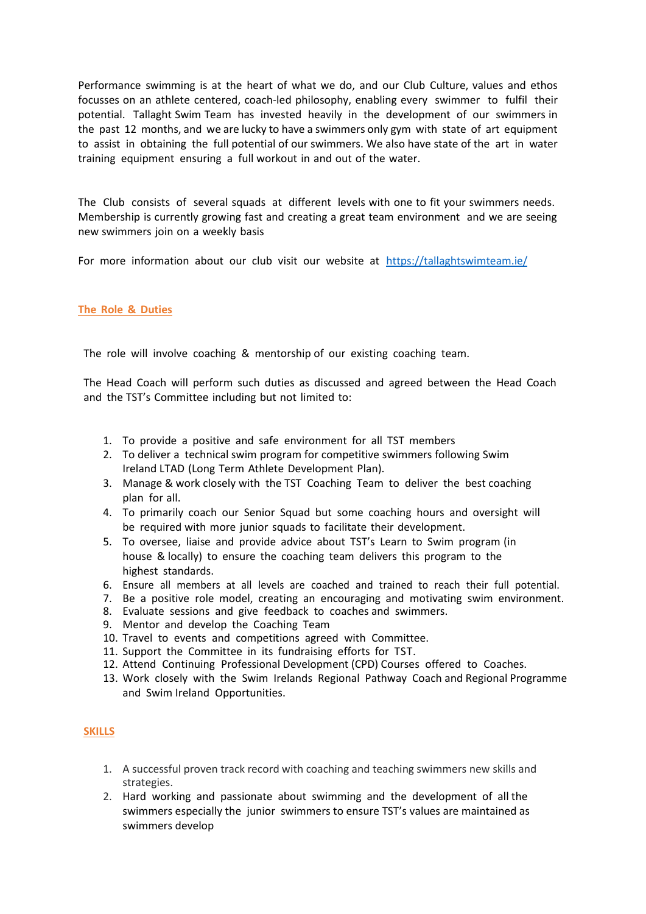Performance swimming is at the heart of what we do, and our Club Culture, values and ethos focusses on an athlete centered, coach-led philosophy, enabling every swimmer to fulfil their potential. Tallaght Swim Team has invested heavily in the development of our swimmers in the past 12 months, and we are lucky to have a swimmers only gym with state of art equipment to assist in obtaining the full potential of our swimmers. We also have state of the art in water training equipment ensuring a full workout in and out of the water.

The Club consists of several squads at different levels with one to fit your swimmers needs. Membership is currently growing fast and creating a great team environment and we are seeing new swimmers join on a weekly basis

For more information about our club visit our website at [https://tallaghtswimteam.ie/](https://tallaghtswimteam.ie/)

## The Role & Duties

The role will involve coaching & mentorship of our existing coaching team.

The Head Coach will perform such duties as discussed and agreed between the Head Coach and the TST's Committee including but not limited to:

1. To provide a positive and safe environment for all TST members
2. To deliver a technical swim program for competitive swimmers following Swim Ireland LTAD (Long Term Athlete Development Plan).
3. Manage & work closely with the TST Coaching Team to deliver the best coaching plan for all.
4. To primarily coach our Senior Squad but some coaching hours and oversight will be required with more junior squads to facilitate their development.
5. To oversee, liaise and provide advice about TST's Learn to Swim program (in house & locally) to ensure the coaching team delivers this program to the highest standards.
6. Ensure all members at all levels are coached and trained to reach their full potential.
7. Be a positive role model, creating an encouraging and motivating swim environment.
8. Evaluate sessions and give feedback to coaches and swimmers.
9. Mentor and develop the Coaching Team
10. Travel to events and competitions agreed with Committee.
11. Support the Committee in its fundraising efforts for TST.
12. Attend Continuing Professional Development (CPD) Courses offered to Coaches.
13. Work closely with the Swim Irelands Regional Pathway Coach and Regional Programme and Swim Ireland Opportunities.

## SKILLS

1. A successful proven track record with coaching and teaching swimmers new skills and strategies.
2. Hard working and passionate about swimming and the development of all the swimmers especially the junior swimmers to ensure TST's values are maintained as swimmers develop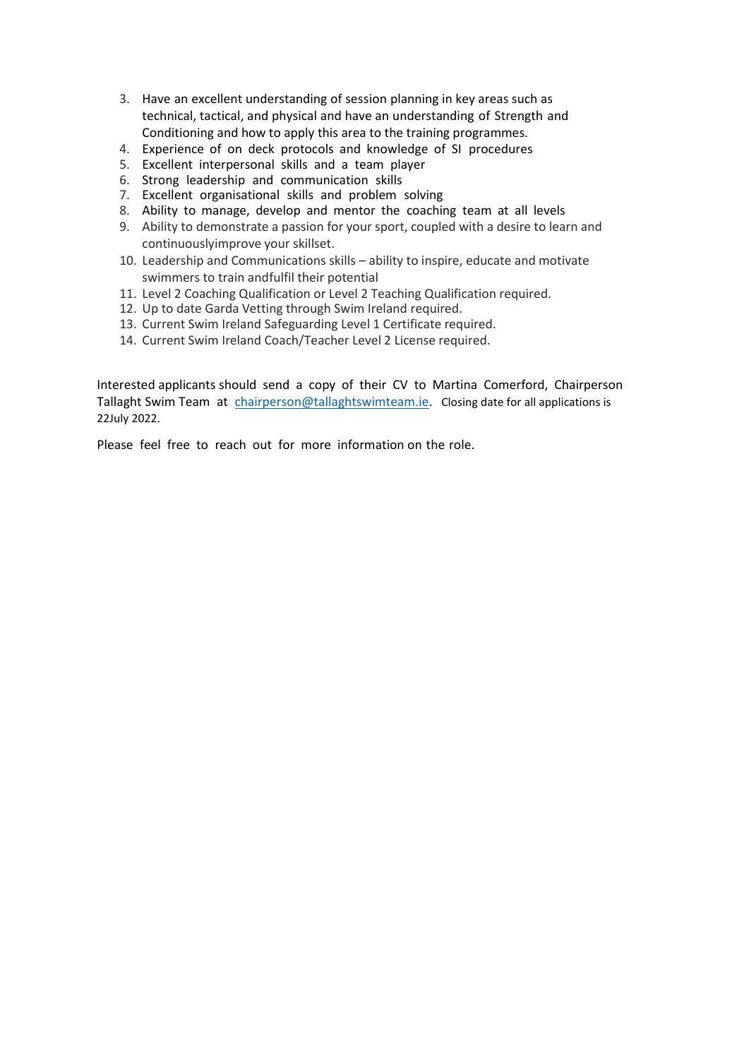3. Have an excellent understanding of session planning in key areas such as technical, tactical, and physical and have an understanding of Strength and Conditioning and how to apply this area to the training programmes.
4. Experience of on deck protocols and knowledge of SI procedures
5. Excellent interpersonal skills and a team player
6. Strong leadership and communication skills
7. Excellent organisational skills and problem solving
8. Ability to manage, develop and mentor the coaching team at all levels
9. Ability to demonstrate a passion for your sport, coupled with a desire to learn and continuouslyimprove your skillset.
10. Leadership and Communications skills – ability to inspire, educate and motivate swimmers to train andfulfil their potential
11. Level 2 Coaching Qualification or Level 2 Teaching Qualification required.
12. Up to date Garda Vetting through Swim Ireland required.
13. Current Swim Ireland Safeguarding Level 1 Certificate required.
14. Current Swim Ireland Coach/Teacher Level 2 License required.

Interested applicants should send a copy of their CV to Martina Comerford, Chairperson Tallaght Swim Team at chairperson@tallaghtswimteam.ie. Closing date for all applications is 22July 2022.

Please feel free to reach out for more information on the role.